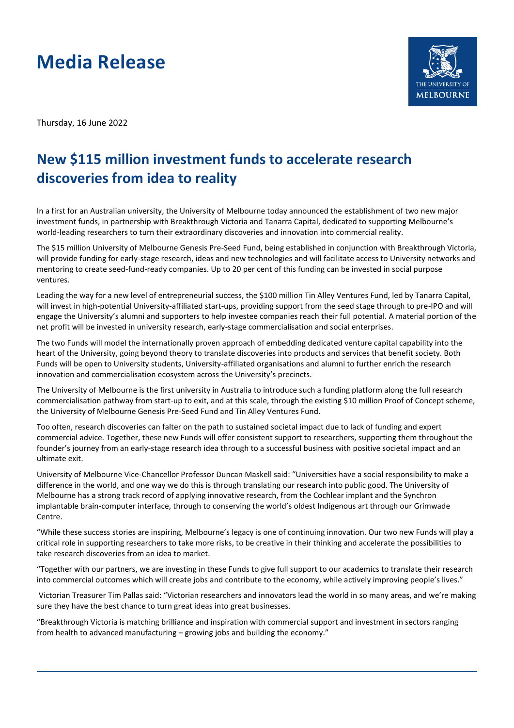# Media Release

Thursday, 16 June 2022

## New $115 million investment funds to accelerate research discoveries from idea to reality

In a first for an Australian university, the University of Melbourne today announced the establishment of two new major investment funds, in partnership with Breakthrough Victoria and Tanarra Capital, dedicated to supporting Melbourne's world-leading researchers to turn their extraordinary discoveries and innovation into commercial reality.

The $15 million University of Melbourne Genesis Pre-Seed Fund, being established in conjunction with Breakthrough Victoria, will provide funding for early-stage research, ideas and new technologies and will facilitate access to University networks and mentoring to create seed-fund-ready companies. Up to 20 per cent of this funding can be invested in social purpose ventures.

Leading the way for a new level of entrepreneurial success, the $100 million Tin Alley Ventures Fund, led by Tanarra Capital, will invest in high-potential University-affiliated start-ups, providing support from the seed stage through to pre-IPO and will engage the University's alumni and supporters to help investee companies reach their full potential. A material portion of the net profit will be invested in university research, early-stage commercialisation and social enterprises.

The two Funds will model the internationally proven approach of embedding dedicated venture capital capability into the heart of the University, going beyond theory to translate discoveries into products and services that benefit society. Both Funds will be open to University students, University-affiliated organisations and alumni to further enrich the research innovation and commercialisation ecosystem across the University's precincts.

The University of Melbourne is the first university in Australia to introduce such a funding platform along the full research commercialisation pathway from start-up to exit, and at this scale, through the existing $10 million Proof of Concept scheme, the University of Melbourne Genesis Pre-Seed Fund and Tin Alley Ventures Fund.

Too often, research discoveries can falter on the path to sustained societal impact due to lack of funding and expert commercial advice. Together, these new Funds will offer consistent support to researchers, supporting them throughout the founder's journey from an early-stage research idea through to a successful business with positive societal impact and an ultimate exit.

University of Melbourne Vice-Chancellor Professor Duncan Maskell said: "Universities have a social responsibility to make a difference in the world, and one way we do this is through translating our research into public good. The University of Melbourne has a strong track record of applying innovative research, from the Cochlear implant and the Synchron implantable brain-computer interface, through to conserving the world's oldest Indigenous art through our Grimwade Centre.

"While these success stories are inspiring, Melbourne's legacy is one of continuing innovation. Our two new Funds will play a critical role in supporting researchers to take more risks, to be creative in their thinking and accelerate the possibilities to take research discoveries from an idea to market.

"Together with our partners, we are investing in these Funds to give full support to our academics to translate their research into commercial outcomes which will create jobs and contribute to the economy, while actively improving people's lives."

Victorian Treasurer Tim Pallas said: "Victorian researchers and innovators lead the world in so many areas, and we're making sure they have the best chance to turn great ideas into great businesses.

"Breakthrough Victoria is matching brilliance and inspiration with commercial support and investment in sectors ranging from health to advanced manufacturing – growing jobs and building the economy."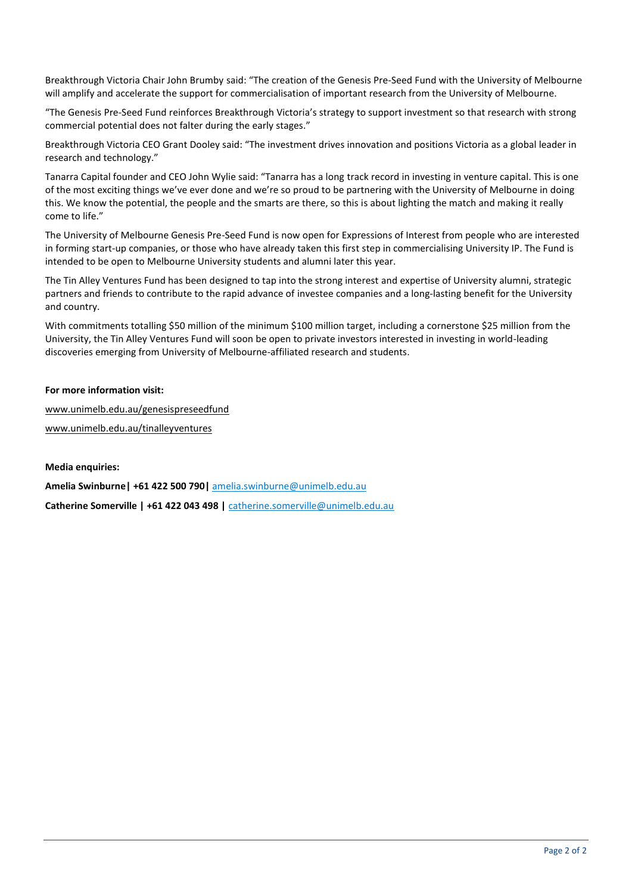Breakthrough Victoria Chair John Brumby said: "The creation of the Genesis Pre-Seed Fund with the University of Melbourne will amplify and accelerate the support for commercialisation of important research from the University of Melbourne.

"The Genesis Pre-Seed Fund reinforces Breakthrough Victoria's strategy to support investment so that research with strong commercial potential does not falter during the early stages."

Breakthrough Victoria CEO Grant Dooley said: "The investment drives innovation and positions Victoria as a global leader in research and technology."

Tanarra Capital founder and CEO John Wylie said: "Tanarra has a long track record in investing in venture capital. This is one of the most exciting things we've ever done and we're so proud to be partnering with the University of Melbourne in doing this. We know the potential, the people and the smarts are there, so this is about lighting the match and making it really come to life."

The University of Melbourne Genesis Pre-Seed Fund is now open for Expressions of Interest from people who are interested in forming start-up companies, or those who have already taken this first step in commercialising University IP. The Fund is intended to be open to Melbourne University students and alumni later this year.

The Tin Alley Ventures Fund has been designed to tap into the strong interest and expertise of University alumni, strategic partners and friends to contribute to the rapid advance of investee companies and a long-lasting benefit for the University and country.

With commitments totalling $50 million of the minimum $100 million target, including a cornerstone $25 million from the University, the Tin Alley Ventures Fund will soon be open to private investors interested in investing in world-leading discoveries emerging from University of Melbourne-affiliated research and students.

**For more information visit:**

www.unimelb.edu.au/genesispreseedfund

www.unimelb.edu.au/tinalleyventures

**Media enquiries:**

**Amelia Swinburne| +61 422 500 790|** amelia.swinburne@unimelb.edu.au

**Catherine Somerville | +61 422 043 498 |** catherine.somerville@unimelb.edu.au